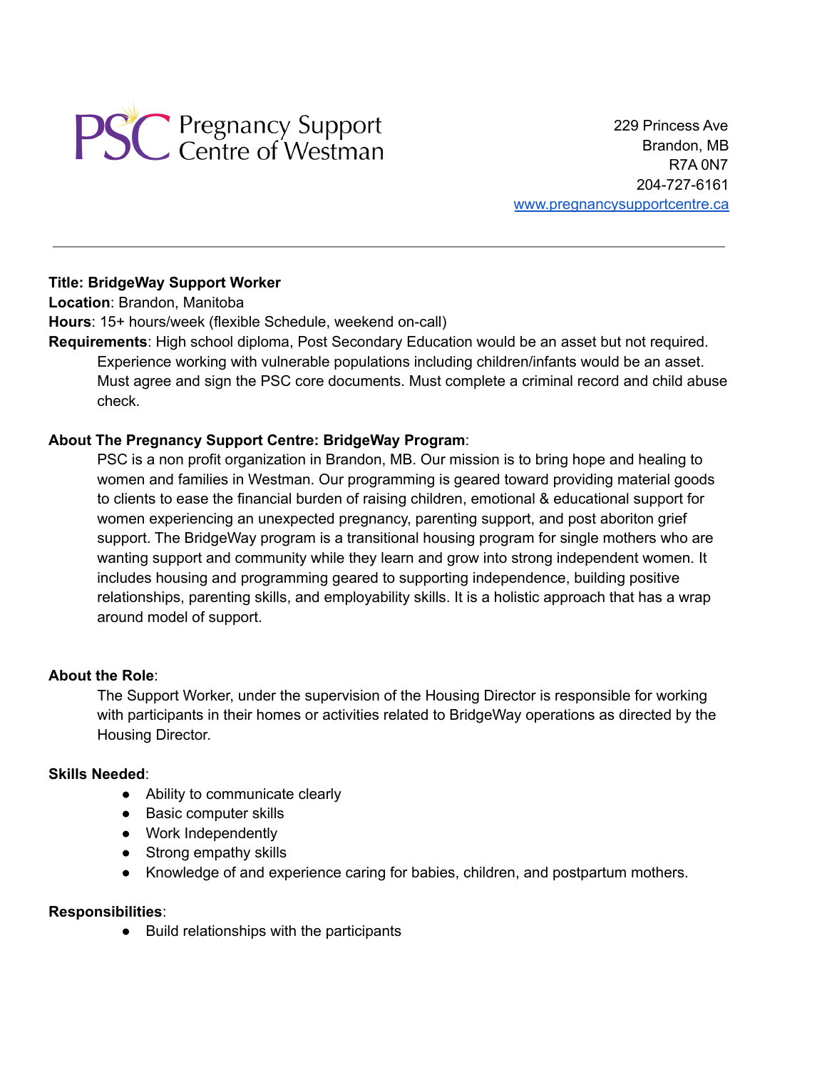**PSC Pregnancy Support Centre of Westman**

229 Princess Ave
Brandon, MB
R7A 0N7
204-727-6161
www.pregnancysupportcentre.ca

---

**Title: BridgeWay Support Worker**
**Location**: Brandon, Manitoba
**Hours**: 15+ hours/week (flexible Schedule, weekend on-call)
**Requirements**: High school diploma, Post Secondary Education would be an asset but not required. Experience working with vulnerable populations including children/infants would be an asset. Must agree and sign the PSC core documents. Must complete a criminal record and child abuse check.

**About The Pregnancy Support Centre: BridgeWay Program**:

PSC is a non profit organization in Brandon, MB. Our mission is to bring hope and healing to women and families in Westman. Our programming is geared toward providing material goods to clients to ease the financial burden of raising children, emotional & educational support for women experiencing an unexpected pregnancy, parenting support, and post aboriton grief support. The BridgeWay program is a transitional housing program for single mothers who are wanting support and community while they learn and grow into strong independent women. It includes housing and programming geared to supporting independence, building positive relationships, parenting skills, and employability skills. It is a holistic approach that has a wrap around model of support.

**About the Role**:

The Support Worker, under the supervision of the Housing Director is responsible for working with participants in their homes or activities related to BridgeWay operations as directed by the Housing Director.

**Skills Needed**:

- Ability to communicate clearly
- Basic computer skills
- Work Independently
- Strong empathy skills
- Knowledge of and experience caring for babies, children, and postpartum mothers.

**Responsibilities**:

- Build relationships with the participants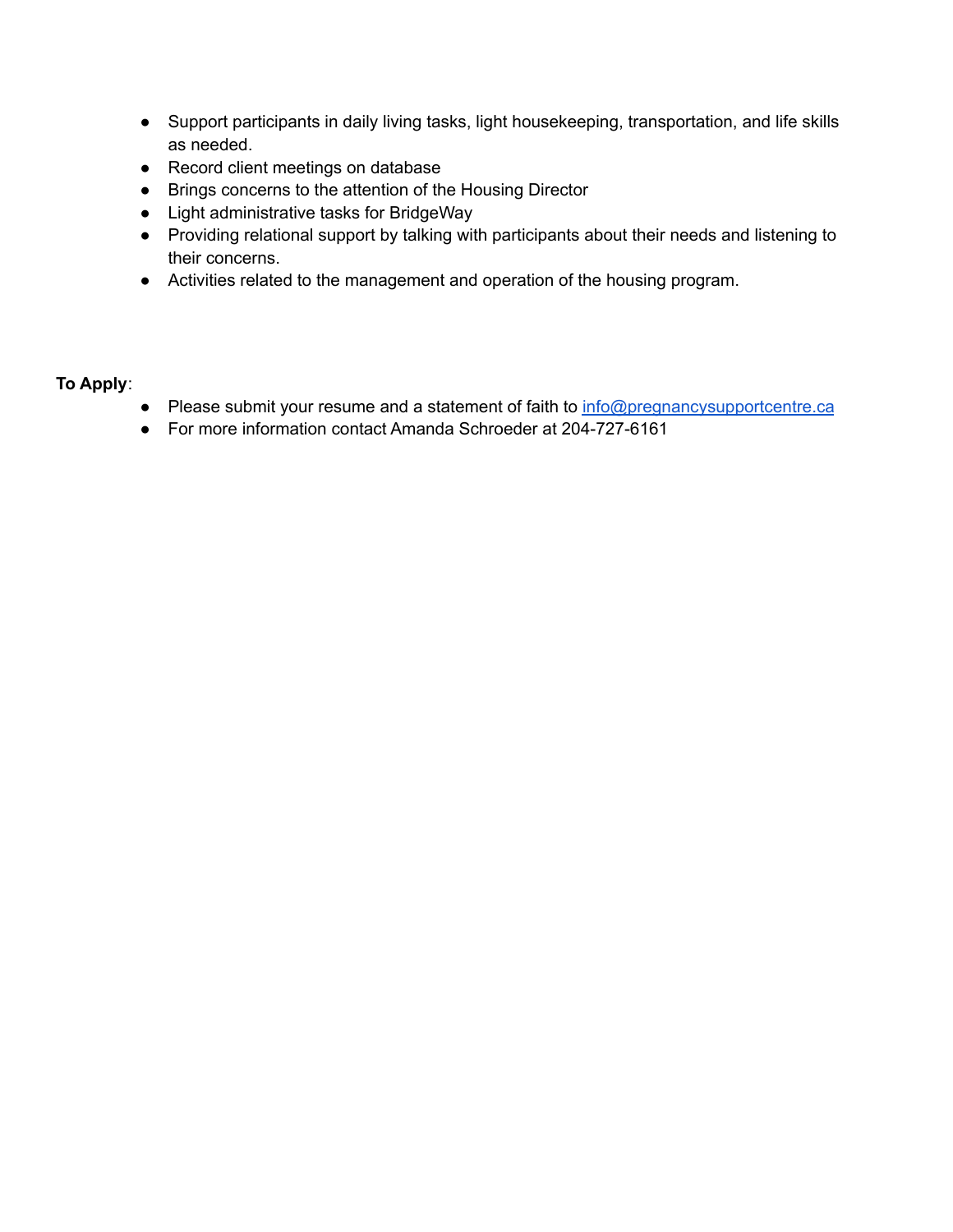- Support participants in daily living tasks, light housekeeping, transportation, and life skills as needed.
- Record client meetings on database
- Brings concerns to the attention of the Housing Director
- Light administrative tasks for BridgeWay
- Providing relational support by talking with participants about their needs and listening to their concerns.
- Activities related to the management and operation of the housing program.

**To Apply**:

- Please submit your resume and a statement of faith to info@pregnancysupportcentre.ca
- For more information contact Amanda Schroeder at 204-727-6161